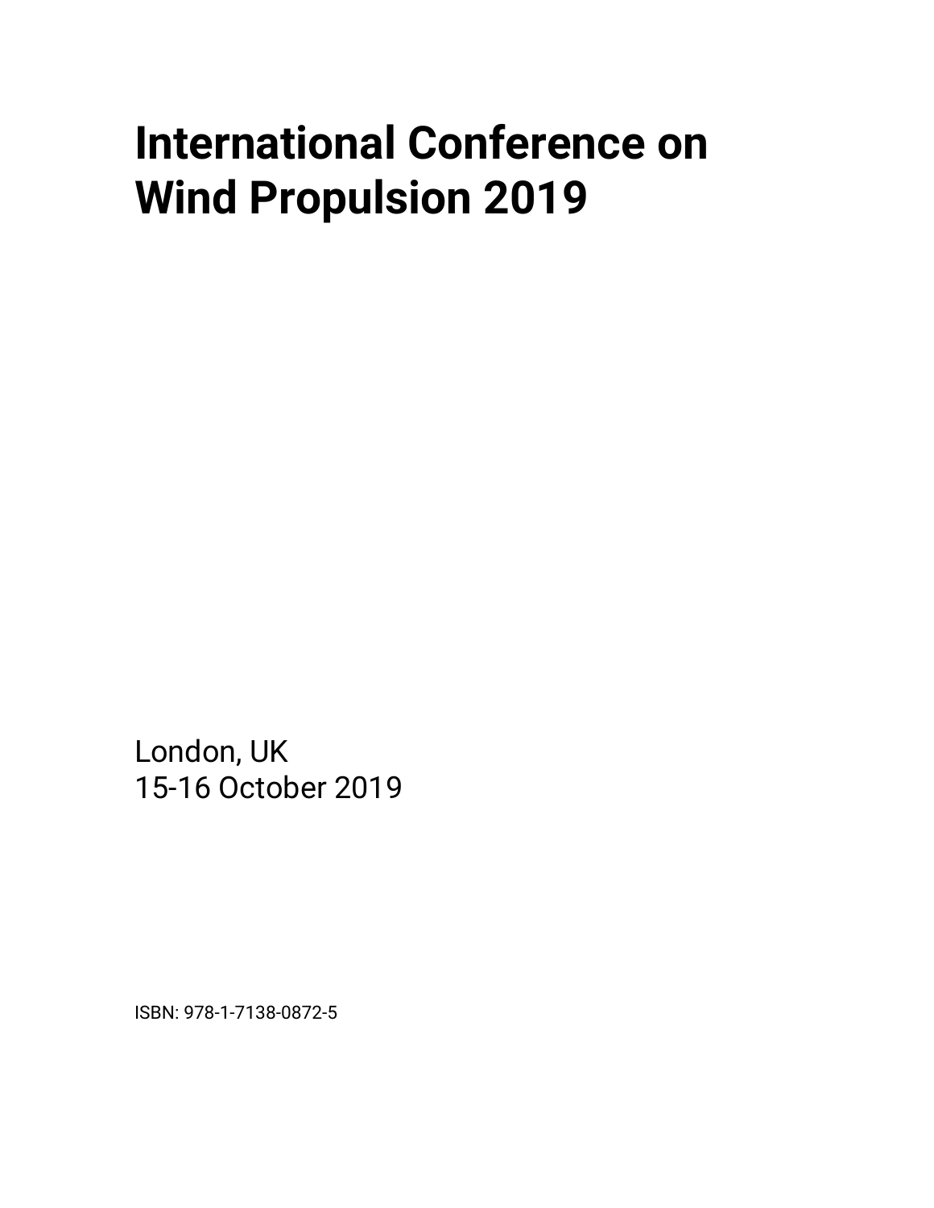# International Conference on Wind Propulsion 2019

London, UK
15-16 October 2019

ISBN: 978-1-7138-0872-5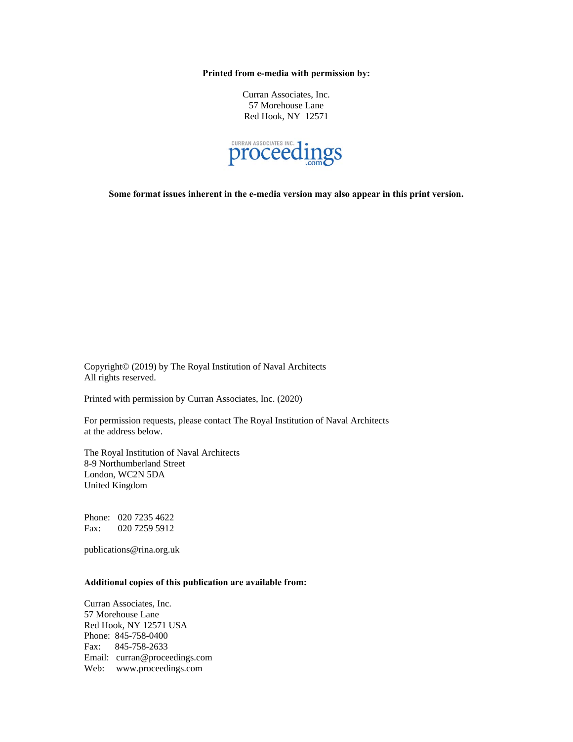**Printed from e-media with permission by:**

Curran Associates, Inc.
57 Morehouse Lane
Red Hook, NY 12571

**Some format issues inherent in the e-media version may also appear in this print version.**

Copyright© (2019) by The Royal Institution of Naval Architects
All rights reserved.

Printed with permission by Curran Associates, Inc. (2020)

For permission requests, please contact The Royal Institution of Naval Architects at the address below.

The Royal Institution of Naval Architects
8-9 Northumberland Street
London, WC2N 5DA
United Kingdom

Phone: 020 7235 4622
Fax: 020 7259 5912

publications@rina.org.uk

**Additional copies of this publication are available from:**

Curran Associates, Inc.
57 Morehouse Lane
Red Hook, NY 12571 USA
Phone: 845-758-0400
Fax: 845-758-2633
Email: curran@proceedings.com
Web: www.proceedings.com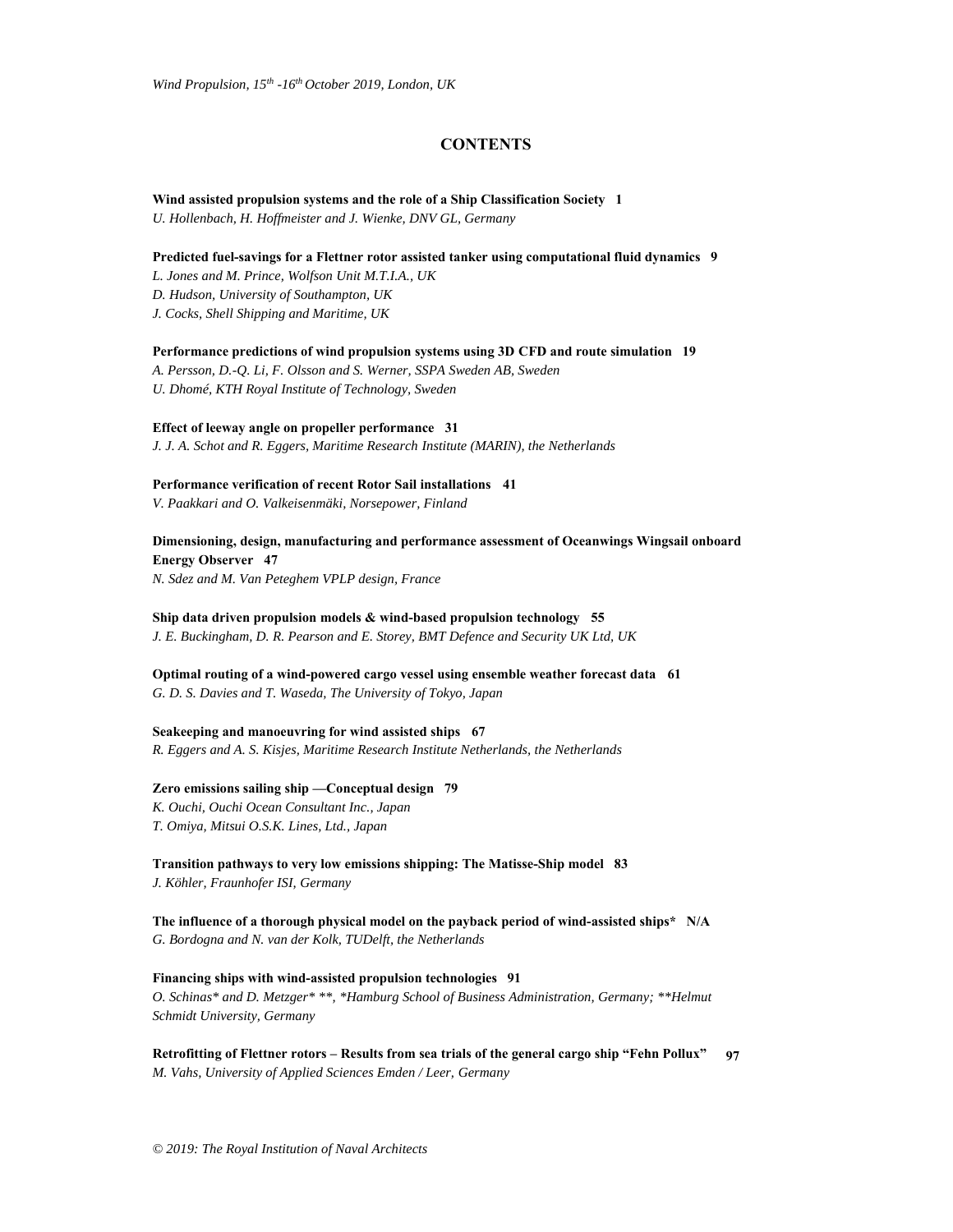# CONTENTS

**Wind assisted propulsion systems and the role of a Ship Classification Society 1**
*U. Hollenbach, H. Hoffmeister and J. Wienke, DNV GL, Germany*

**Predicted fuel-savings for a Flettner rotor assisted tanker using computational fluid dynamics 9**
*L. Jones and M. Prince, Wolfson Unit M.T.I.A., UK*
*D. Hudson, University of Southampton, UK*
*J. Cocks, Shell Shipping and Maritime, UK*

**Performance predictions of wind propulsion systems using 3D CFD and route simulation 19**
*A. Persson, D.-Q. Li, F. Olsson and S. Werner, SSPA Sweden AB, Sweden*
*U. Dhomé, KTH Royal Institute of Technology, Sweden*

**Effect of leeway angle on propeller performance 31**
*J. J. A. Schot and R. Eggers, Maritime Research Institute (MARIN), the Netherlands*

**Performance verification of recent Rotor Sail installations 41**
*V. Paakkari and O. Valkeisenmäki, Norsepower, Finland*

**Dimensioning, design, manufacturing and performance assessment of Oceanwings Wingsail onboard Energy Observer 47**
*N. Sdez and M. Van Peteghem VPLP design, France*

**Ship data driven propulsion models & wind-based propulsion technology 55**
*J. E. Buckingham, D. R. Pearson and E. Storey, BMT Defence and Security UK Ltd, UK*

**Optimal routing of a wind-powered cargo vessel using ensemble weather forecast data 61**
*G. D. S. Davies and T. Waseda, The University of Tokyo, Japan*

**Seakeeping and manoeuvring for wind assisted ships 67**
*R. Eggers and A. S. Kisjes, Maritime Research Institute Netherlands, the Netherlands*

**Zero emissions sailing ship —Conceptual design 79**
*K. Ouchi, Ouchi Ocean Consultant Inc., Japan*
*T. Omiya, Mitsui O.S.K. Lines, Ltd., Japan*

**Transition pathways to very low emissions shipping: The Matisse-Ship model 83**
*J. Köhler, Fraunhofer ISI, Germany*

**The influence of a thorough physical model on the payback period of wind-assisted ships* N/A**
*G. Bordogna and N. van der Kolk, TUDelft, the Netherlands*

**Financing ships with wind-assisted propulsion technologies 91**
*O. Schinas* and D. Metzger* **, *Hamburg School of Business Administration, Germany; **Helmut Schmidt University, Germany*

**Retrofitting of Flettner rotors – Results from sea trials of the general cargo ship "Fehn Pollux" 97**
*M. Vahs, University of Applied Sciences Emden / Leer, Germany*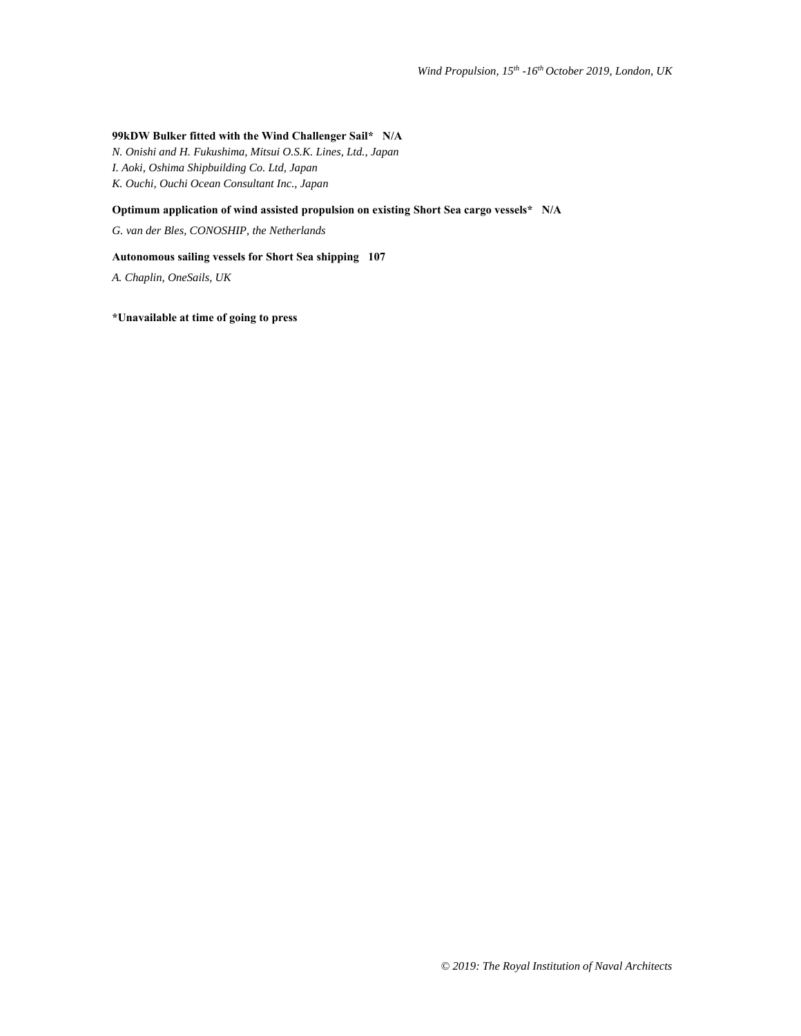**99kDW Bulker fitted with the Wind Challenger Sail* N/A**

*N. Onishi and H. Fukushima, Mitsui O.S.K. Lines, Ltd., Japan*
*I. Aoki, Oshima Shipbuilding Co. Ltd, Japan*
*K. Ouchi, Ouchi Ocean Consultant Inc., Japan*

**Optimum application of wind assisted propulsion on existing Short Sea cargo vessels* N/A**

*G. van der Bles, CONOSHIP, the Netherlands*

**Autonomous sailing vessels for Short Sea shipping 107**

*A. Chaplin, OneSails, UK*

***Unavailable at time of going to press**